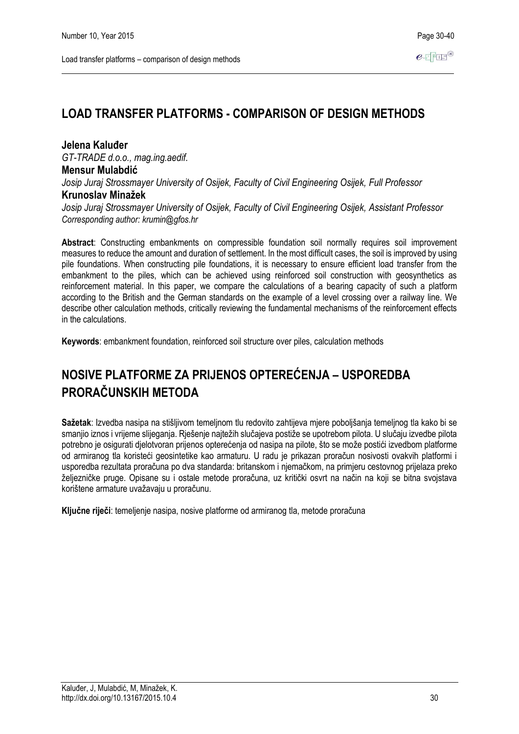# LOAD TRANSFER PLATFORMS - COMPARISON OF DESIGN METHODS

**Jelena Kaluđer**

*GT-TRADE d.o.o., mag.ing.aedif.*

**Mensur Mulabdić**

*Josip Juraj Strossmayer University of Osijek, Faculty of Civil Engineering Osijek, Full Professor*

**Krunoslav Minažek**

*Josip Juraj Strossmayer University of Osijek, Faculty of Civil Engineering Osijek, Assistant Professor*

*Corresponding author: krumin@gfos.hr*

**Abstract**: Constructing embankments on compressible foundation soil normally requires soil improvement measures to reduce the amount and duration of settlement. In the most difficult cases, the soil is improved by using pile foundations. When constructing pile foundations, it is necessary to ensure efficient load transfer from the embankment to the piles, which can be achieved using reinforced soil construction with geosynthetics as reinforcement material. In this paper, we compare the calculations of a bearing capacity of such a platform according to the British and the German standards on the example of a level crossing over a railway line. We describe other calculation methods, critically reviewing the fundamental mechanisms of the reinforcement effects in the calculations.

**Keywords**: embankment foundation, reinforced soil structure over piles, calculation methods

# NOSIVE PLATFORME ZA PRIJENOS OPTEREĆENJA – USPOREDBA PRORAČUNSKIH METODA

**Sažetak**: Izvedba nasipa na stišljivom temeljnom tlu redovito zahtijeva mjere poboljšanja temeljnog tla kako bi se smanjio iznos i vrijeme slijeganja. Rješenje najtežih slučajeva postiže se upotrebom pilota. U slučaju izvedbe pilota potrebno je osigurati djelotvoran prijenos opterećenja od nasipa na pilote, što se može postići izvedbom platforme od armiranog tla koristeći geosintetike kao armaturu. U radu je prikazan proračun nosivosti ovakvih platformi i usporedba rezultata proračuna po dva standarda: britanskom i njemačkom, na primjeru cestovnog prijelaza preko željezničke pruge. Opisane su i ostale metode proračuna, uz kritički osvrt na način na koji se bitna svojstava korištene armature uvažavaju u proračunu.

**Ključne riječi**: temeljenje nasipa, nosive platforme od armiranog tla, metode proračuna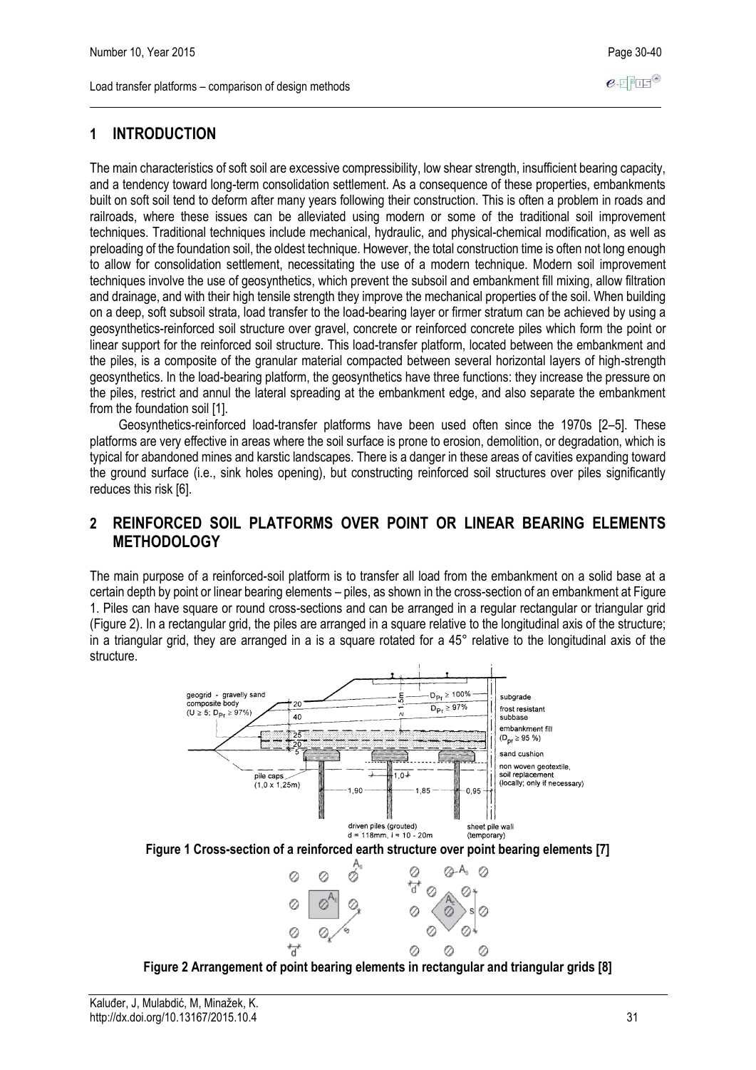## 1 INTRODUCTION

The main characteristics of soft soil are excessive compressibility, low shear strength, insufficient bearing capacity, and a tendency toward long-term consolidation settlement. As a consequence of these properties, embankments built on soft soil tend to deform after many years following their construction. This is often a problem in roads and railroads, where these issues can be alleviated using modern or some of the traditional soil improvement techniques. Traditional techniques include mechanical, hydraulic, and physical-chemical modification, as well as preloading of the foundation soil, the oldest technique. However, the total construction time is often not long enough to allow for consolidation settlement, necessitating the use of a modern technique. Modern soil improvement techniques involve the use of geosynthetics, which prevent the subsoil and embankment fill mixing, allow filtration and drainage, and with their high tensile strength they improve the mechanical properties of the soil. When building on a deep, soft subsoil strata, load transfer to the load-bearing layer or firmer stratum can be achieved by using a geosynthetics-reinforced soil structure over gravel, concrete or reinforced concrete piles which form the point or linear support for the reinforced soil structure. This load-transfer platform, located between the embankment and the piles, is a composite of the granular material compacted between several horizontal layers of high-strength geosynthetics. In the load-bearing platform, the geosynthetics have three functions: they increase the pressure on the piles, restrict and annul the lateral spreading at the embankment edge, and also separate the embankment from the foundation soil [1].

Geosynthetics-reinforced load-transfer platforms have been used often since the 1970s [2–5]. These platforms are very effective in areas where the soil surface is prone to erosion, demolition, or degradation, which is typical for abandoned mines and karstic landscapes. There is a danger in these areas of cavities expanding toward the ground surface (i.e., sink holes opening), but constructing reinforced soil structures over piles significantly reduces this risk [6].

## 2 REINFORCED SOIL PLATFORMS OVER POINT OR LINEAR BEARING ELEMENTS METHODOLOGY

The main purpose of a reinforced-soil platform is to transfer all load from the embankment on a solid base at a certain depth by point or linear bearing elements – piles, as shown in the cross-section of an embankment at Figure 1. Piles can have square or round cross-sections and can be arranged in a regular rectangular or triangular grid (Figure 2). In a rectangular grid, the piles are arranged in a square relative to the longitudinal axis of the structure; in a triangular grid, they are arranged in a is a square rotated for a 45° relative to the longitudinal axis of the structure.

**Figure 1 Cross-section of a reinforced earth structure over point bearing elements [7]**

**Figure 2 Arrangement of point bearing elements in rectangular and triangular grids [8]**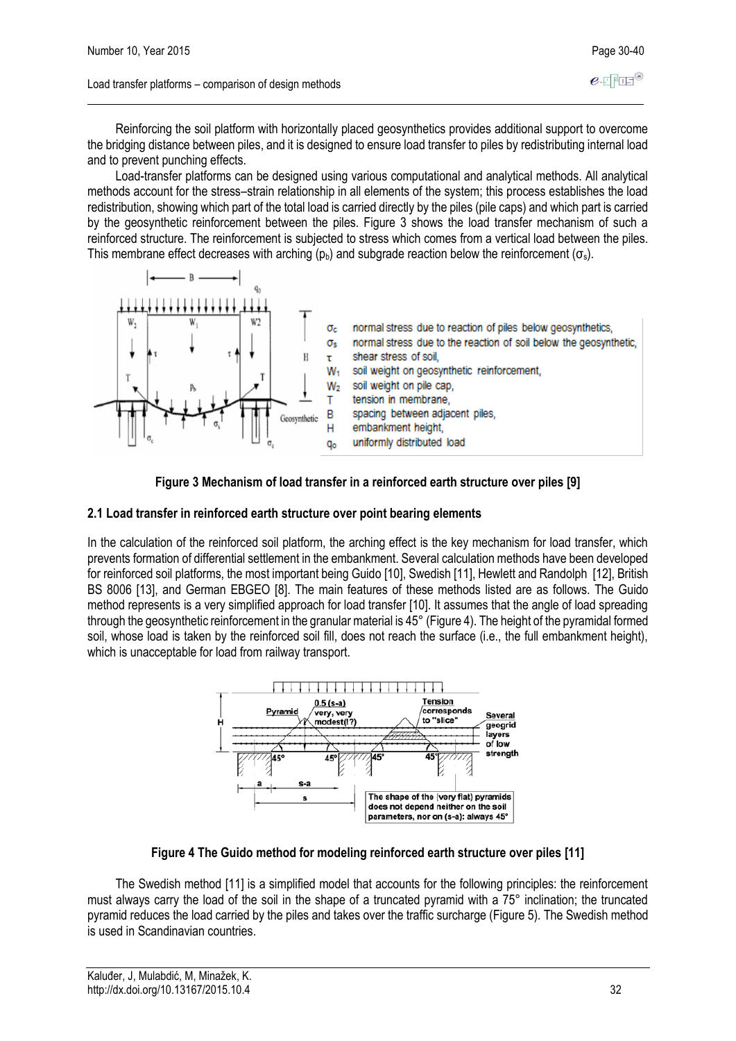Reinforcing the soil platform with horizontally placed geosynthetics provides additional support to overcome the bridging distance between piles, and it is designed to ensure load transfer to piles by redistributing internal load and to prevent punching effects.

Load-transfer platforms can be designed using various computational and analytical methods. All analytical methods account for the stress–strain relationship in all elements of the system; this process establishes the load redistribution, showing which part of the total load is carried directly by the piles (pile caps) and which part is carried by the geosynthetic reinforcement between the piles. Figure 3 shows the load transfer mechanism of such a reinforced structure. The reinforcement is subjected to stress which comes from a vertical load between the piles. This membrane effect decreases with arching ($p_b$) and subgrade reaction below the reinforcement ($\sigma_s$).

$\sigma_c$ normal stress due to reaction of piles below geosynthetics,
$\sigma_s$ normal stress due to the reaction of soil below the geosynthetic,
$\tau$ shear stress of soil,
$W_1$ soil weight on geosynthetic reinforcement,
$W_2$ soil weight on pile cap,
T tension in membrane,
B spacing between adjacent piles,
H embankment height,
$q_0$ uniformly distributed load

**Figure 3 Mechanism of load transfer in a reinforced earth structure over piles [9]**

### 2.1 Load transfer in reinforced earth structure over point bearing elements

In the calculation of the reinforced soil platform, the arching effect is the key mechanism for load transfer, which prevents formation of differential settlement in the embankment. Several calculation methods have been developed for reinforced soil platforms, the most important being Guido [10], Swedish [11], Hewlett and Randolph [12], British BS 8006 [13], and German EBGEO [8]. The main features of these methods listed are as follows. The Guido method represents is a very simplified approach for load transfer [10]. It assumes that the angle of load spreading through the geosynthetic reinforcement in the granular material is 45° (Figure 4). The height of the pyramidal formed soil, whose load is taken by the reinforced soil fill, does not reach the surface (i.e., the full embankment height), which is unacceptable for load from railway transport.

**Figure 4 The Guido method for modeling reinforced earth structure over piles [11]**

The Swedish method [11] is a simplified model that accounts for the following principles: the reinforcement must always carry the load of the soil in the shape of a truncated pyramid with a 75° inclination; the truncated pyramid reduces the load carried by the piles and takes over the traffic surcharge (Figure 5). The Swedish method is used in Scandinavian countries.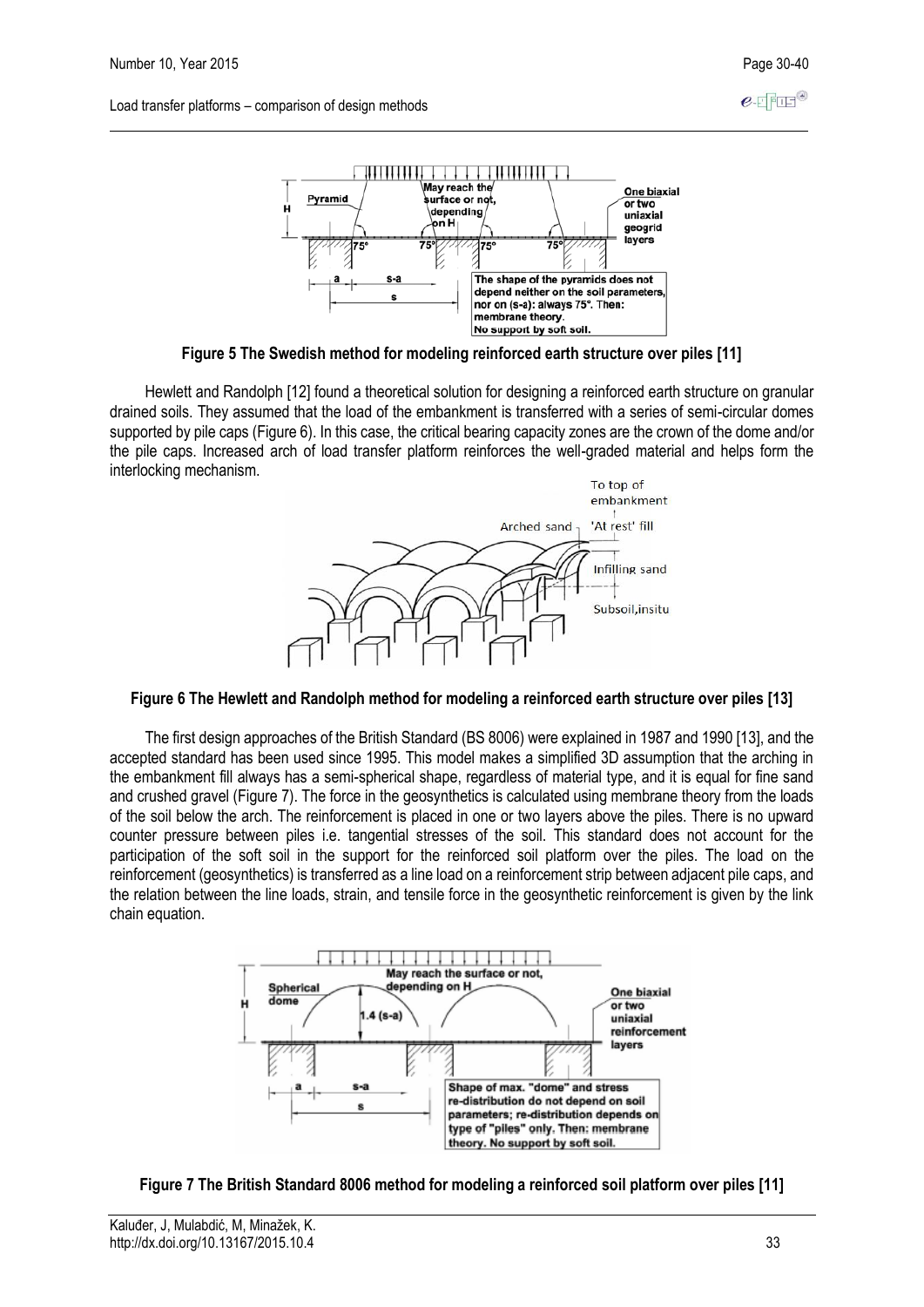**Figure 5 The Swedish method for modeling reinforced earth structure over piles [11]**

Hewlett and Randolph [12] found a theoretical solution for designing a reinforced earth structure on granular drained soils. They assumed that the load of the embankment is transferred with a series of semi-circular domes supported by pile caps (Figure 6). In this case, the critical bearing capacity zones are the crown of the dome and/or the pile caps. Increased arch of load transfer platform reinforces the well-graded material and helps form the interlocking mechanism.

**Figure 6 The Hewlett and Randolph method for modeling a reinforced earth structure over piles [13]**

The first design approaches of the British Standard (BS 8006) were explained in 1987 and 1990 [13], and the accepted standard has been used since 1995. This model makes a simplified 3D assumption that the arching in the embankment fill always has a semi-spherical shape, regardless of material type, and it is equal for fine sand and crushed gravel (Figure 7). The force in the geosynthetics is calculated using membrane theory from the loads of the soil below the arch. The reinforcement is placed in one or two layers above the piles. There is no upward counter pressure between piles i.e. tangential stresses of the soil. This standard does not account for the participation of the soft soil in the support for the reinforced soil platform over the piles. The load on the reinforcement (geosynthetics) is transferred as a line load on a reinforcement strip between adjacent pile caps, and the relation between the line loads, strain, and tensile force in the geosynthetic reinforcement is given by the link chain equation.

**Figure 7 The British Standard 8006 method for modeling a reinforced soil platform over piles [11]**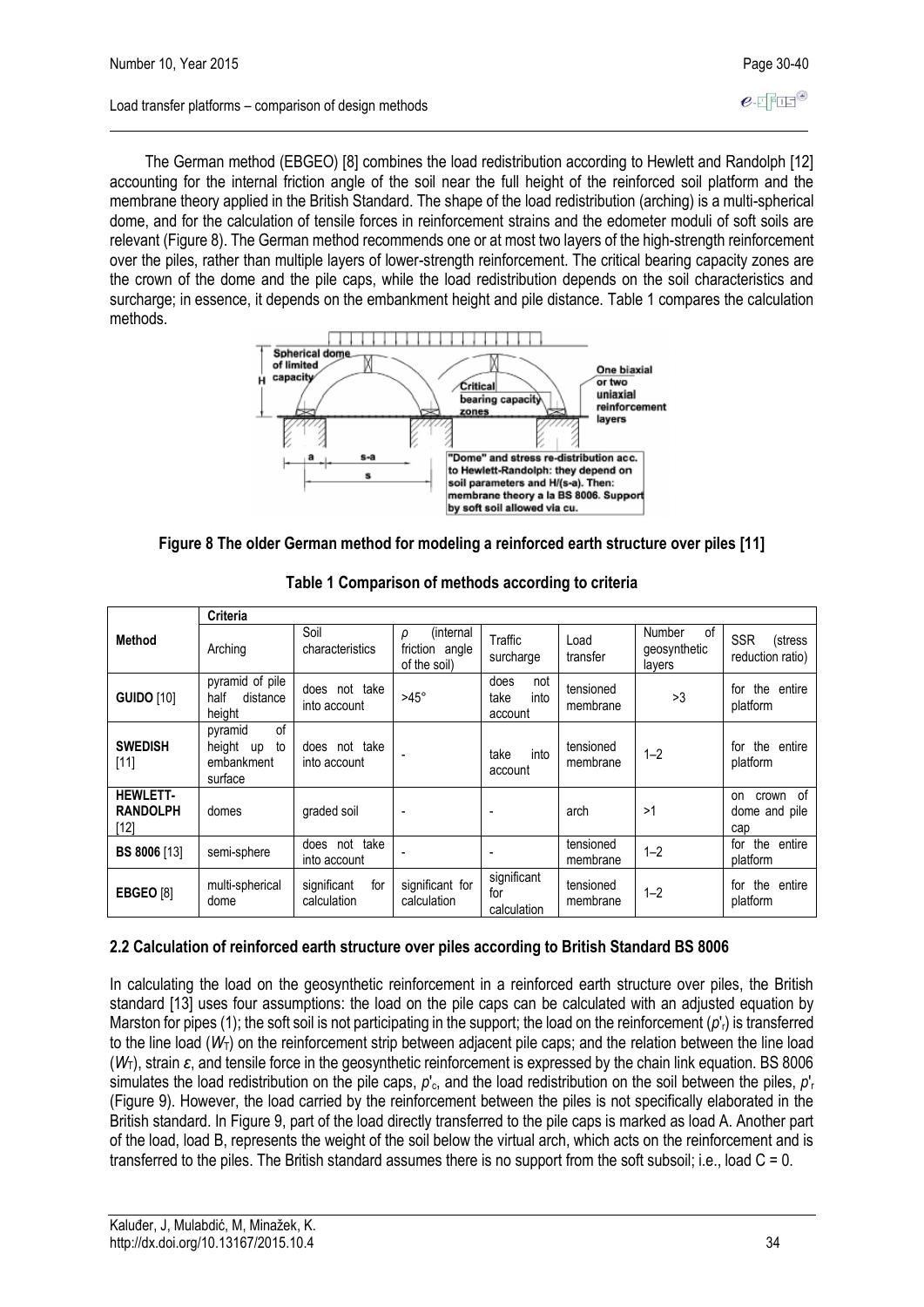The German method (EBGEO) [8] combines the load redistribution according to Hewlett and Randolph [12] accounting for the internal friction angle of the soil near the full height of the reinforced soil platform and the membrane theory applied in the British Standard. The shape of the load redistribution (arching) is a multi-spherical dome, and for the calculation of tensile forces in reinforcement strains and the edometer moduli of soft soils are relevant (Figure 8). The German method recommends one or at most two layers of the high-strength reinforcement over the piles, rather than multiple layers of lower-strength reinforcement. The critical bearing capacity zones are the crown of the dome and the pile caps, while the load redistribution depends on the soil characteristics and surcharge; in essence, it depends on the embankment height and pile distance. Table 1 compares the calculation methods.

**Figure 8 The older German method for modeling a reinforced earth structure over piles [11]**

**Table 1 Comparison of methods according to criteria**

| Method | Criteria | | | | | | |
|---|---|---|---|---|---|---|---|
| | Arching | Soil characteristics | $\rho$ (internal friction angle of the soil) | Traffic surcharge | Load transfer | Number of geosynthetic layers | SSR (stress reduction ratio) |
| **GUIDO** [10] | pyramid of pile half distance height | does not take into account | >45° | does not take into account | tensioned membrane | >3 | for the entire platform |
| **SWEDISH** [11] | pyramid of height up to embankment surface | does not take into account | - | take into account | tensioned membrane | 1–2 | for the entire platform |
| **HEWLETT-RANDOLPH** [12] | domes | graded soil | - | - | arch | >1 | on crown of dome and pile cap |
| **BS 8006** [13] | semi-sphere | does not take into account | - | - | tensioned membrane | 1–2 | for the entire platform |
| **EBGEO** [8] | multi-spherical dome | significant for calculation | significant for calculation | significant for calculation | tensioned membrane | 1–2 | for the entire platform |

## 2.2 Calculation of reinforced earth structure over piles according to British Standard BS 8006

In calculating the load on the geosynthetic reinforcement in a reinforced earth structure over piles, the British standard [13] uses four assumptions: the load on the pile caps can be calculated with an adjusted equation by Marston for pipes (1); the soft soil is not participating in the support; the load on the reinforcement ($p'_r$) is transferred to the line load ($W_T$) on the reinforcement strip between adjacent pile caps; and the relation between the line load ($W_T$), strain $\varepsilon$, and tensile force in the geosynthetic reinforcement is expressed by the chain link equation. BS 8006 simulates the load redistribution on the pile caps, $p'_c$, and the load redistribution on the soil between the piles, $p'_r$ (Figure 9). However, the load carried by the reinforcement between the piles is not specifically elaborated in the British standard. In Figure 9, part of the load directly transferred to the pile caps is marked as load A. Another part of the load, load B, represents the weight of the soil below the virtual arch, which acts on the reinforcement and is transferred to the piles. The British standard assumes there is no support from the soft subsoil; i.e., load C = 0.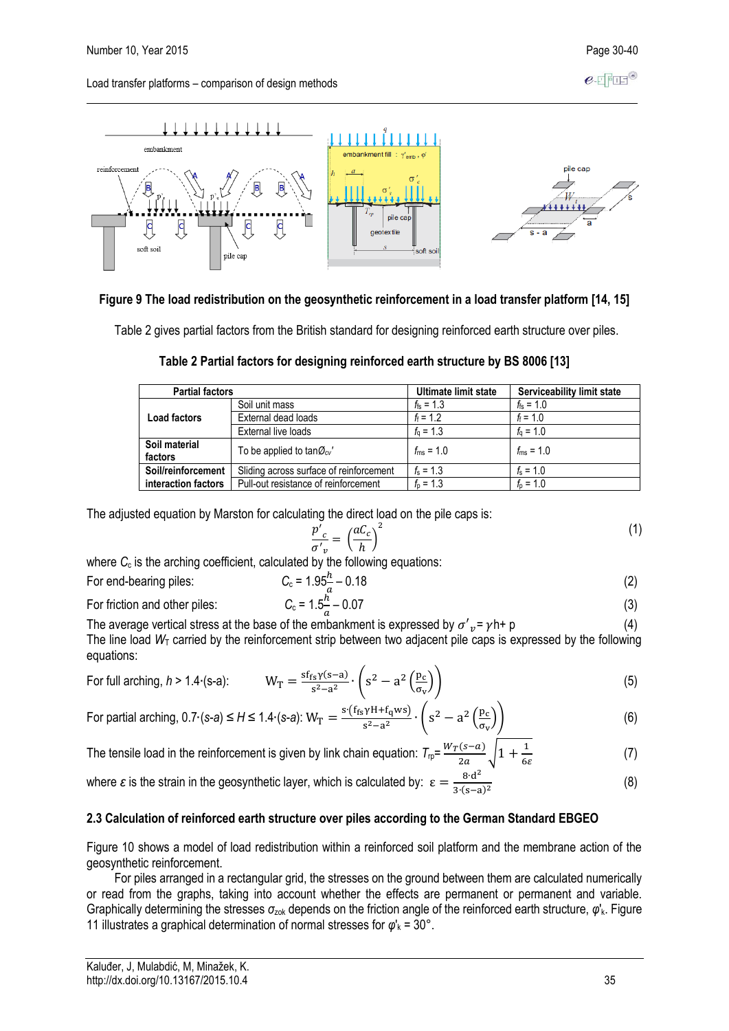**Figure 9 The load redistribution on the geosynthetic reinforcement in a load transfer platform [14, 15]**

Table 2 gives partial factors from the British standard for designing reinforced earth structure over piles.

**Table 2 Partial factors for designing reinforced earth structure by BS 8006 [13]**

| Partial factors | | Ultimate limit state | Serviceability limit state |
|---|---|---|---|
| **Load factors** | Soil unit mass | $f_{fs} = 1.3$ | $f_{fs} = 1.0$ |
| | External dead loads | $f_f = 1.2$ | $f_f = 1.0$ |
| | External live loads | $f_q = 1.3$ | $f_q = 1.0$ |
| **Soil material factors** | To be applied to $\tan Ø_{cv}'$ | $f_{ms} = 1.0$ | $f_{ms} = 1.0$ |
| **Soil/reinforcement interaction factors** | Sliding across surface of reinforcement | $f_s = 1.3$ | $f_s = 1.0$ |
| | Pull-out resistance of reinforcement | $f_p = 1.3$ | $f_p = 1.0$ |

The adjusted equation by Marston for calculating the direct load on the pile caps is:

$$\frac{p'_c}{\sigma'_v} = \left(\frac{aC_c}{h}\right)^2 \tag{1}$$

where $C_c$ is the arching coefficient, calculated by the following equations:

For end-bearing piles:
$$C_c = 1.95\frac{h}{a} - 0.18 \tag{2}$$

For friction and other piles:
$$C_c = 1.5\frac{h}{a} - 0.07 \tag{3}$$

The average vertical stress at the base of the embankment is expressed by $\sigma'_v = \gamma h + p$ (4)

The line load $W_T$ carried by the reinforcement strip between two adjacent pile caps is expressed by the following equations:

For full arching, $h > 1.4\cdot(s\text{-}a)$:
$$W_T = \frac{s f_{fs}\gamma(s-a)}{s^2-a^2}\cdot\left(s^2 - a^2\left(\frac{p_c}{\sigma_v}\right)\right) \tag{5}$$

For partial arching, $0.7\cdot(s\text{-}a) \le H \le 1.4\cdot(s\text{-}a)$:
$$W_T = \frac{s\cdot(f_{fs}\gamma H + f_q w s)}{s^2-a^2}\cdot\left(s^2 - a^2\left(\frac{p_c}{\sigma_v}\right)\right) \tag{6}$$

The tensile load in the reinforcement is given by link chain equation:
$$T_{rp} = \frac{W_T(s-a)}{2a}\sqrt{1+\frac{1}{6\varepsilon}} \tag{7}$$

where $\varepsilon$ is the strain in the geosynthetic layer, which is calculated by:
$$\varepsilon = \frac{8\cdot d^2}{3\cdot(s-a)^2} \tag{8}$$

### 2.3 Calculation of reinforced earth structure over piles according to the German Standard EBGEO

Figure 10 shows a model of load redistribution within a reinforced soil platform and the membrane action of the geosynthetic reinforcement.

For piles arranged in a rectangular grid, the stresses on the ground between them are calculated numerically or read from the graphs, taking into account whether the effects are permanent or permanent and variable. Graphically determining the stresses $\sigma_{zok}$ depends on the friction angle of the reinforced earth structure, $\varphi'_k$. Figure 11 illustrates a graphical determination of normal stresses for $\varphi'_k = 30°$.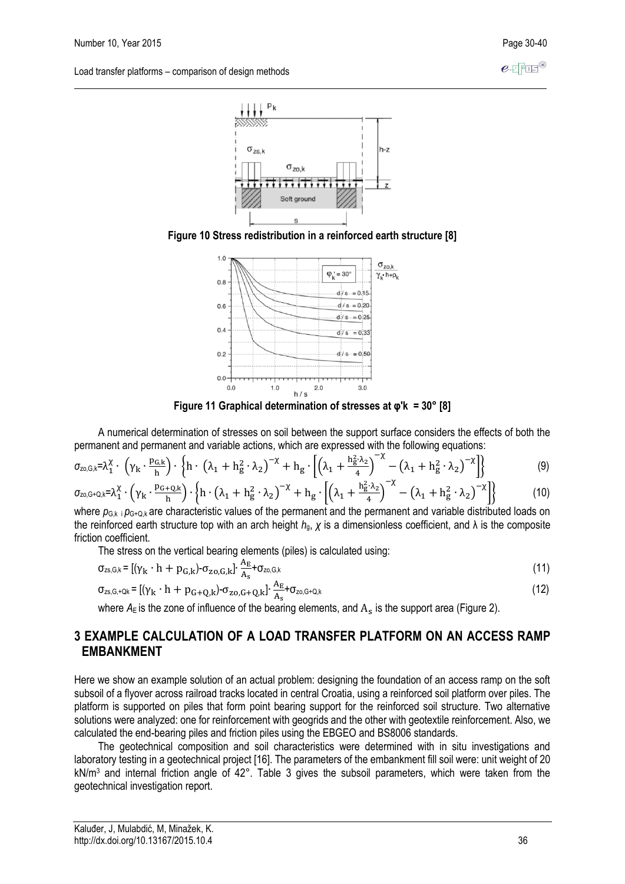**Figure 10 Stress redistribution in a reinforced earth structure [8]**

**Figure 11 Graphical determination of stresses at φ'k = 30° [8]**

A numerical determination of stresses on soil between the support surface considers the effects of both the permanent and permanent and variable actions, which are expressed with the following equations:

$$\sigma_{zo,G,k}=\lambda_1^{\chi}\cdot\left(\gamma_k\cdot\frac{p_{G,k}}{h}\right)\cdot\left\{h\cdot\left(\lambda_1+h_g^2\cdot\lambda_2\right)^{-\chi}+h_g\cdot\left[\left(\lambda_1+\frac{h_g^2\cdot\lambda_2}{4}\right)^{-\chi}-\left(\lambda_1+h_g^2\cdot\lambda_2\right)^{-\chi}\right]\right\} \tag{9}$$

$$\sigma_{zo,G+Q,k}=\lambda_1^{\chi}\cdot\left(\gamma_k\cdot\frac{p_{G+Q,k}}{h}\right)\cdot\left\{h\cdot\left(\lambda_1+h_g^2\cdot\lambda_2\right)^{-\chi}+h_g\cdot\left[\left(\lambda_1+\frac{h_g^2\cdot\lambda_2}{4}\right)^{-\chi}-\left(\lambda_1+h_g^2\cdot\lambda_2\right)^{-\chi}\right]\right\} \tag{10}$$

where $p_{G,k}$ i $p_{G+Q,k}$ are characteristic values of the permanent and the permanent and variable distributed loads on the reinforced earth structure top with an arch height $h_g$, $\chi$ is a dimensionless coefficient, and $\lambda$ is the composite friction coefficient.

The stress on the vertical bearing elements (piles) is calculated using:

$$\sigma_{zs,G,k}=\left[(\gamma_k\cdot h+p_{G,k})-\sigma_{zo,G,k}\right]\cdot\frac{A_E}{A_s}+\sigma_{zo,G,k} \tag{11}$$

$$\sigma_{zs,G+Qk}=\left[(\gamma_k\cdot h+p_{G+Q,k})-\sigma_{zo,G+Q,k}\right]\cdot\frac{A_E}{A_s}+\sigma_{zo,G+Q,k} \tag{12}$$

where $A_E$ is the zone of influence of the bearing elements, and $A_s$ is the support area (Figure 2).

## 3 EXAMPLE CALCULATION OF A LOAD TRANSFER PLATFORM ON AN ACCESS RAMP EMBANKMENT

Here we show an example solution of an actual problem: designing the foundation of an access ramp on the soft subsoil of a flyover across railroad tracks located in central Croatia, using a reinforced soil platform over piles. The platform is supported on piles that form point bearing support for the reinforced soil structure. Two alternative solutions were analyzed: one for reinforcement with geogrids and the other with geotextile reinforcement. Also, we calculated the end-bearing piles and friction piles using the EBGEO and BS8006 standards.

The geotechnical composition and soil characteristics were determined with in situ investigations and laboratory testing in a geotechnical project [16]. The parameters of the embankment fill soil were: unit weight of 20 kN/m³ and internal friction angle of 42°. Table 3 gives the subsoil parameters, which were taken from the geotechnical investigation report.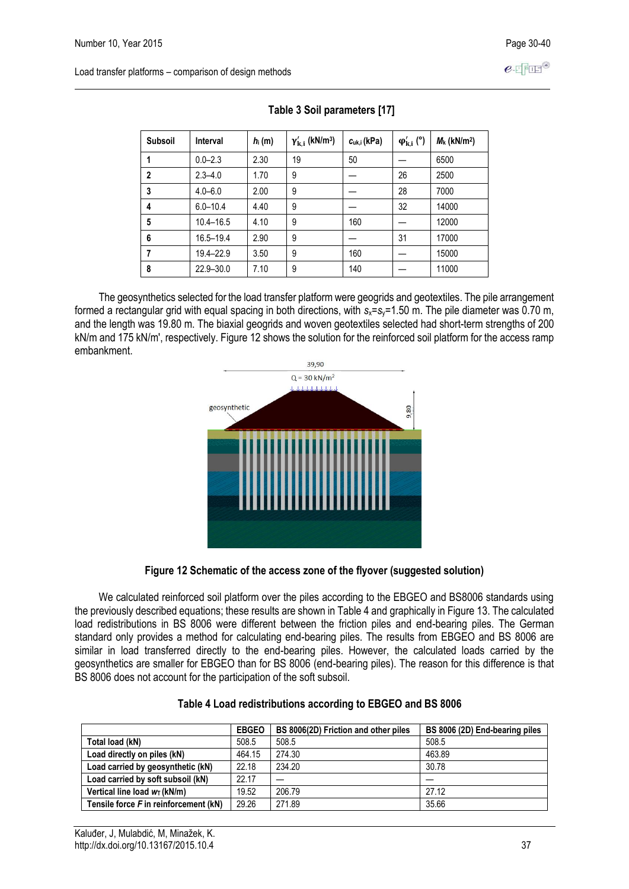**Table 3 Soil parameters [17]**

| Subsoil | Interval | $h_i$ (m) | $\gamma'_{k,i}$ (kN/m$^3$) | $c_{uk,i}$ (kPa) | $\varphi'_{k,i}$ (°) | $M_k$ (kN/m$^2$) |
|---|---|---|---|---|---|---|
| 1 | 0.0–2.3 | 2.30 | 19 | 50 | — | 6500 |
| 2 | 2.3–4.0 | 1.70 | 9 | — | 26 | 2500 |
| 3 | 4.0–6.0 | 2.00 | 9 | — | 28 | 7000 |
| 4 | 6.0–10.4 | 4.40 | 9 | — | 32 | 14000 |
| 5 | 10.4–16.5 | 4.10 | 9 | 160 | — | 12000 |
| 6 | 16.5–19.4 | 2.90 | 9 | — | 31 | 17000 |
| 7 | 19.4–22.9 | 3.50 | 9 | 160 | — | 15000 |
| 8 | 22.9–30.0 | 7.10 | 9 | 140 | — | 11000 |

The geosynthetics selected for the load transfer platform were geogrids and geotextiles. The pile arrangement formed a rectangular grid with equal spacing in both directions, with $s_x$=$s_y$=1.50 m. The pile diameter was 0.70 m, and the length was 19.80 m. The biaxial geogrids and woven geotextiles selected had short-term strengths of 200 kN/m and 175 kN/m', respectively. Figure 12 shows the solution for the reinforced soil platform for the access ramp embankment.

**Figure 12 Schematic of the access zone of the flyover (suggested solution)**

We calculated reinforced soil platform over the piles according to the EBGEO and BS8006 standards using the previously described equations; these results are shown in Table 4 and graphically in Figure 13. The calculated load redistributions in BS 8006 were different between the friction piles and end-bearing piles. The German standard only provides a method for calculating end-bearing piles. The results from EBGEO and BS 8006 are similar in load transferred directly to the end-bearing piles. However, the calculated loads carried by the geosynthetics are smaller for EBGEO than for BS 8006 (end-bearing piles). The reason for this difference is that BS 8006 does not account for the participation of the soft subsoil.

**Table 4 Load redistributions according to EBGEO and BS 8006**

| | EBGEO | BS 8006(2D) Friction and other piles | BS 8006 (2D) End-bearing piles |
|---|---|---|---|
| Total load (kN) | 508.5 | 508.5 | 508.5 |
| Load directly on piles (kN) | 464.15 | 274.30 | 463.89 |
| Load carried by geosynthetic (kN) | 22.18 | 234.20 | 30.78 |
| Load carried by soft subsoil (kN) | 22.17 | — | — |
| Vertical line load $w_T$ (kN/m) | 19.52 | 206.79 | 27.12 |
| Tensile force $F$ in reinforcement (kN) | 29.26 | 271.89 | 35.66 |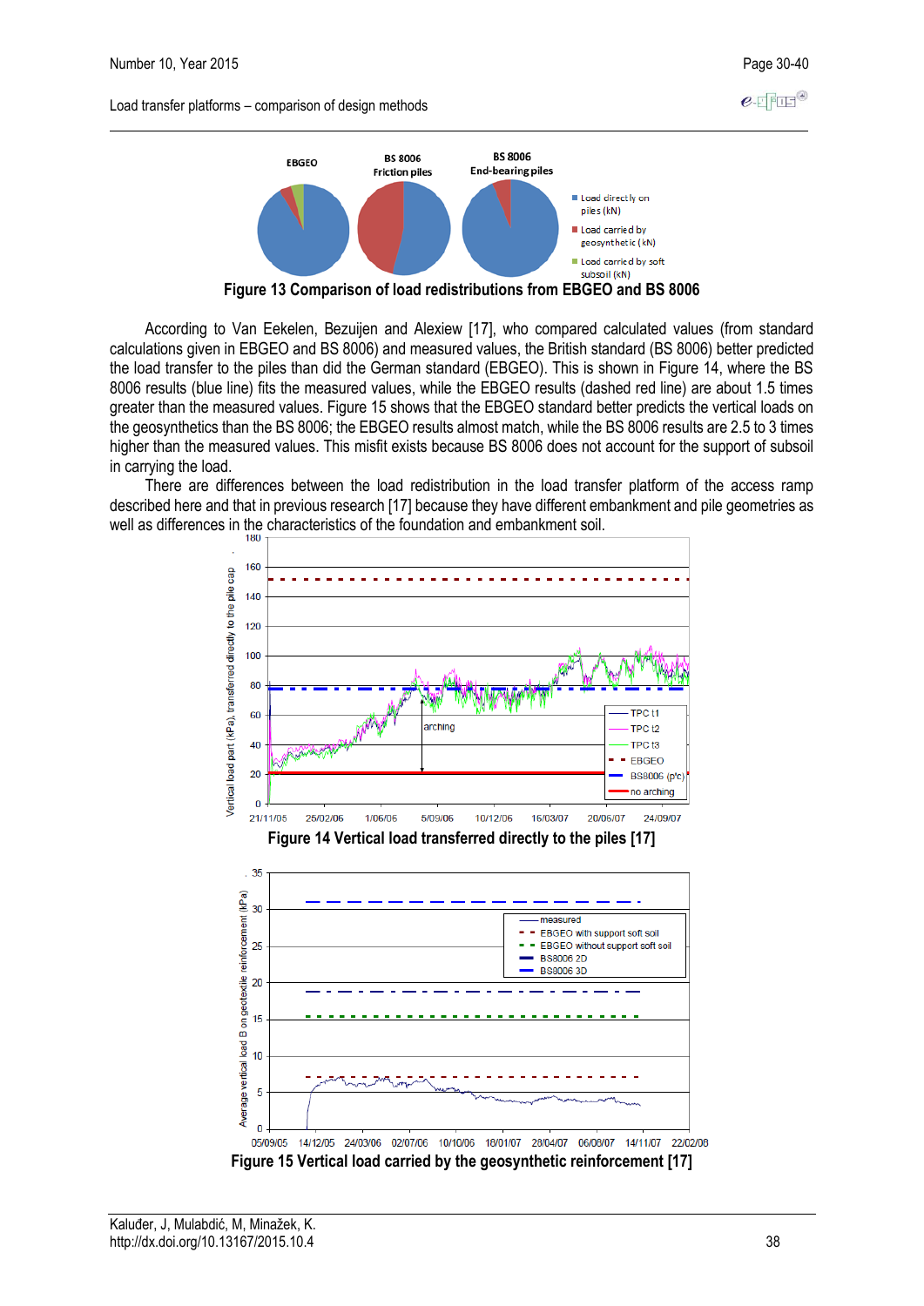Figure 13 Comparison of load redistributions from EBGEO and BS 8006

According to Van Eekelen, Bezuijen and Alexiew [17], who compared calculated values (from standard calculations given in EBGEO and BS 8006) and measured values, the British standard (BS 8006) better predicted the load transfer to the piles than did the German standard (EBGEO). This is shown in Figure 14, where the BS 8006 results (blue line) fits the measured values, while the EBGEO results (dashed red line) are about 1.5 times greater than the measured values. Figure 15 shows that the EBGEO standard better predicts the vertical loads on the geosynthetics than the BS 8006; the EBGEO results almost match, while the BS 8006 results are 2.5 to 3 times higher than the measured values. This misfit exists because BS 8006 does not account for the support of subsoil in carrying the load.

There are differences between the load redistribution in the load transfer platform of the access ramp described here and that in previous research [17] because they have different embankment and pile geometries as well as differences in the characteristics of the foundation and embankment soil.

Figure 14 Vertical load transferred directly to the piles [17]

Figure 15 Vertical load carried by the geosynthetic reinforcement [17]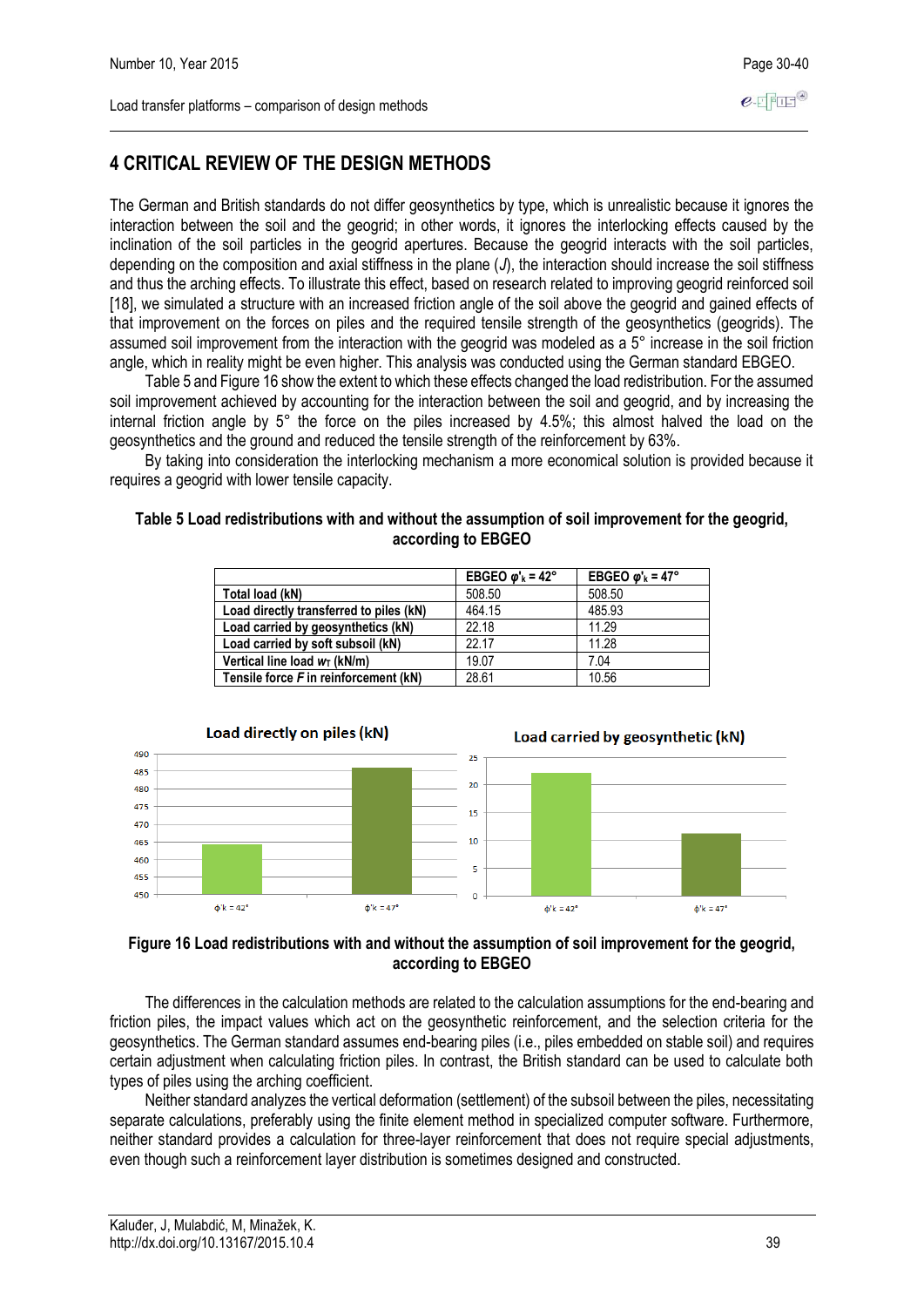# 4 CRITICAL REVIEW OF THE DESIGN METHODS

The German and British standards do not differ geosynthetics by type, which is unrealistic because it ignores the interaction between the soil and the geogrid; in other words, it ignores the interlocking effects caused by the inclination of the soil particles in the geogrid apertures. Because the geogrid interacts with the soil particles, depending on the composition and axial stiffness in the plane ($J$), the interaction should increase the soil stiffness and thus the arching effects. To illustrate this effect, based on research related to improving geogrid reinforced soil [18], we simulated a structure with an increased friction angle of the soil above the geogrid and gained effects of that improvement on the forces on piles and the required tensile strength of the geosynthetics (geogrids). The assumed soil improvement from the interaction with the geogrid was modeled as a 5° increase in the soil friction angle, which in reality might be even higher. This analysis was conducted using the German standard EBGEO.

Table 5 and Figure 16 show the extent to which these effects changed the load redistribution. For the assumed soil improvement achieved by accounting for the interaction between the soil and geogrid, and by increasing the internal friction angle by 5° the force on the piles increased by 4.5%; this almost halved the load on the geosynthetics and the ground and reduced the tensile strength of the reinforcement by 63%.

By taking into consideration the interlocking mechanism a more economical solution is provided because it requires a geogrid with lower tensile capacity.

**Table 5 Load redistributions with and without the assumption of soil improvement for the geogrid, according to EBGEO**

| | EBGEO $\varphi'_k$ = 42° | EBGEO $\varphi'_k$ = 47° |
|---|---|---|
| Total load (kN) | 508.50 | 508.50 |
| Load directly transferred to piles (kN) | 464.15 | 485.93 |
| Load carried by geosynthetics (kN) | 22.18 | 11.29 |
| Load carried by soft subsoil (kN) | 22.17 | 11.28 |
| Vertical line load $w_T$ (kN/m) | 19.07 | 7.04 |
| Tensile force $F$ in reinforcement (kN) | 28.61 | 10.56 |

**Figure 16 Load redistributions with and without the assumption of soil improvement for the geogrid, according to EBGEO**

The differences in the calculation methods are related to the calculation assumptions for the end-bearing and friction piles, the impact values which act on the geosynthetic reinforcement, and the selection criteria for the geosynthetics. The German standard assumes end-bearing piles (i.e., piles embedded on stable soil) and requires certain adjustment when calculating friction piles. In contrast, the British standard can be used to calculate both types of piles using the arching coefficient.

Neither standard analyzes the vertical deformation (settlement) of the subsoil between the piles, necessitating separate calculations, preferably using the finite element method in specialized computer software. Furthermore, neither standard provides a calculation for three-layer reinforcement that does not require special adjustments, even though such a reinforcement layer distribution is sometimes designed and constructed.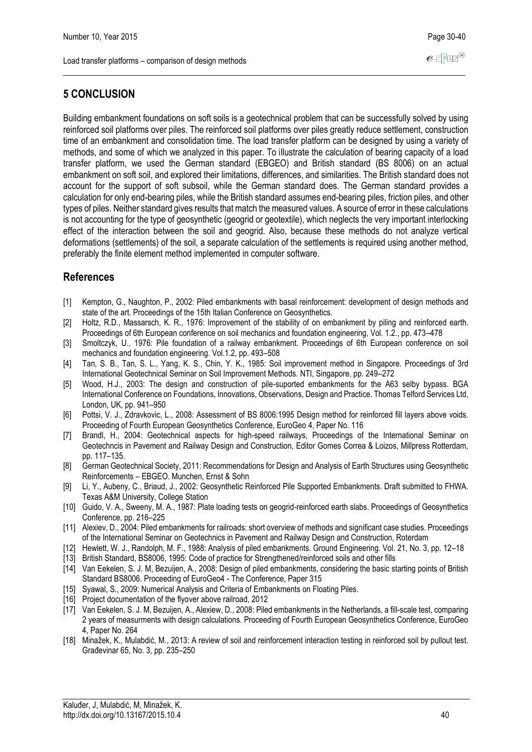## 5 CONCLUSION

Building embankment foundations on soft soils is a geotechnical problem that can be successfully solved by using reinforced soil platforms over piles. The reinforced soil platforms over piles greatly reduce settlement, construction time of an embankment and consolidation time. The load transfer platform can be designed by using a variety of methods, and some of which we analyzed in this paper. To illustrate the calculation of bearing capacity of a load transfer platform, we used the German standard (EBGEO) and British standard (BS 8006) on an actual embankment on soft soil, and explored their limitations, differences, and similarities. The British standard does not account for the support of soft subsoil, while the German standard does. The German standard provides a calculation for only end-bearing piles, while the British standard assumes end-bearing piles, friction piles, and other types of piles. Neither standard gives results that match the measured values. A source of error in these calculations is not accounting for the type of geosynthetic (geogrid or geotextile), which neglects the very important interlocking effect of the interaction between the soil and geogrid. Also, because these methods do not analyze vertical deformations (settlements) of the soil, a separate calculation of the settlements is required using another method, preferably the finite element method implemented in computer software.

## References

[1] Kempton, G., Naughton, P., 2002: Piled embankments with basal reinforcement: development of design methods and state of the art. Proceedings of the 15th Italian Conference on Geosynthetics.

[2] Holtz, R.D., Massarsch, K. R., 1976: Improvement of the stability of on embankment by piling and reinforced earth. Proceedings of 6th European conference on soil mechanics and foundation engineering, Vol. 1.2., pp. 473–478

[3] Smoltczyk, U., 1976: Pile foundation of a railway embankment. Proceedings of 6th European conference on soil mechanics and foundation engineering. Vol.1.2, pp. 493–508

[4] Tan, S. B., Tan, S. L., Yang, K. S., Chin, Y. K., 1985: Soil improvement method in Singapore. Proceedings of 3rd International Geotechnical Seminar on Soil Improvement Methods. NTI, Singapore, pp. 249–272

[5] Wood, H.J., 2003: The design and construction of pile-suported embankments for the A63 selby bypass. BGA International Conference on Foundations, Innovations, Observations, Design and Practice. Thomas Telford Services Ltd, London, UK, pp. 941–950

[6] Pottsi, V. J., Zdravkovic, L., 2008: Assessment of BS 8006:1995 Design method for reinforced fill layers above voids. Proceeding of Fourth European Geosynthetics Conference, EuroGeo 4, Paper No. 116

[7] Brandl, H., 2004: Geotechnical aspects for high-speed railways, Proceedings of the International Seminar on Geotechncis in Pavement and Railway Design and Construction, Editor Gomes Correa & Loizos, Millpress Rotterdam, pp. 117–135.

[8] German Geotechnical Society, 2011: Recommendations for Design and Analysis of Earth Structures using Geosynthetic Reinforcements – EBGEO. Munchen, Ernst & Sohn

[9] Li, Y., Aubeny, C., Briaud, J., 2002: Geosynthetic Reinforced Pile Supported Embankments. Draft submitted to FHWA. Texas A&M University, College Station

[10] Guido, V. A., Sweeny, M. A., 1987: Plate loading tests on geogrid-reinforced earth slabs. Proceedings of Geosynthetics Conference, pp. 216–225

[11] Alexiev, D., 2004: Piled embankments for railroads: short overview of methods and significant case studies. Proceedings of the International Seminar on Geotechnics in Pavement and Railway Design and Construction, Roterdam

[12] Hewlett, W. J., Randolph, M. F., 1988: Analysis of piled embankments. Ground Engineering. Vol. 21, No. 3, pp. 12–18

[13] British Standard, BS8006, 1995: Code of practice for Strengthened/reinforced soils and other fills

[14] Van Eekelen, S. J. M, Bezuijen, A., 2008: Design of piled embankments, considering the basic starting points of British Standard BS8006. Proceeding of EuroGeo4 - The Conference, Paper 315

[15] Syawal, S., 2009: Numerical Analysis and Criteria of Embankments on Floating Piles.

[16] Project documentation of the flyover above railroad, 2012

[17] Van Eekelen, S. J. M, Bezuijen, A., Alexiew, D., 2008: Piled embankments in the Netherlands, a fill-scale test, comparing 2 years of measurments with design calculations. Proceeding of Fourth European Geosynthetics Conference, EuroGeo 4, Paper No. 264

[18] Minažek, K., Mulabdić, M., 2013: A review of soil and reinforcement interaction testing in reinforced soil by pullout test. Građevinar 65, No. 3, pp. 235–250